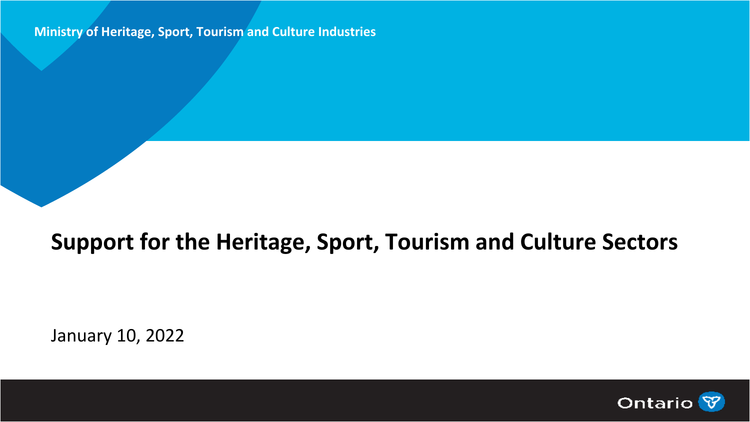Ministry of Heritage, Sport, Tourism and Culture Industries

# Support for the Heritage, Sport, Tourism and Culture Sectors

January 10, 2022

Ontario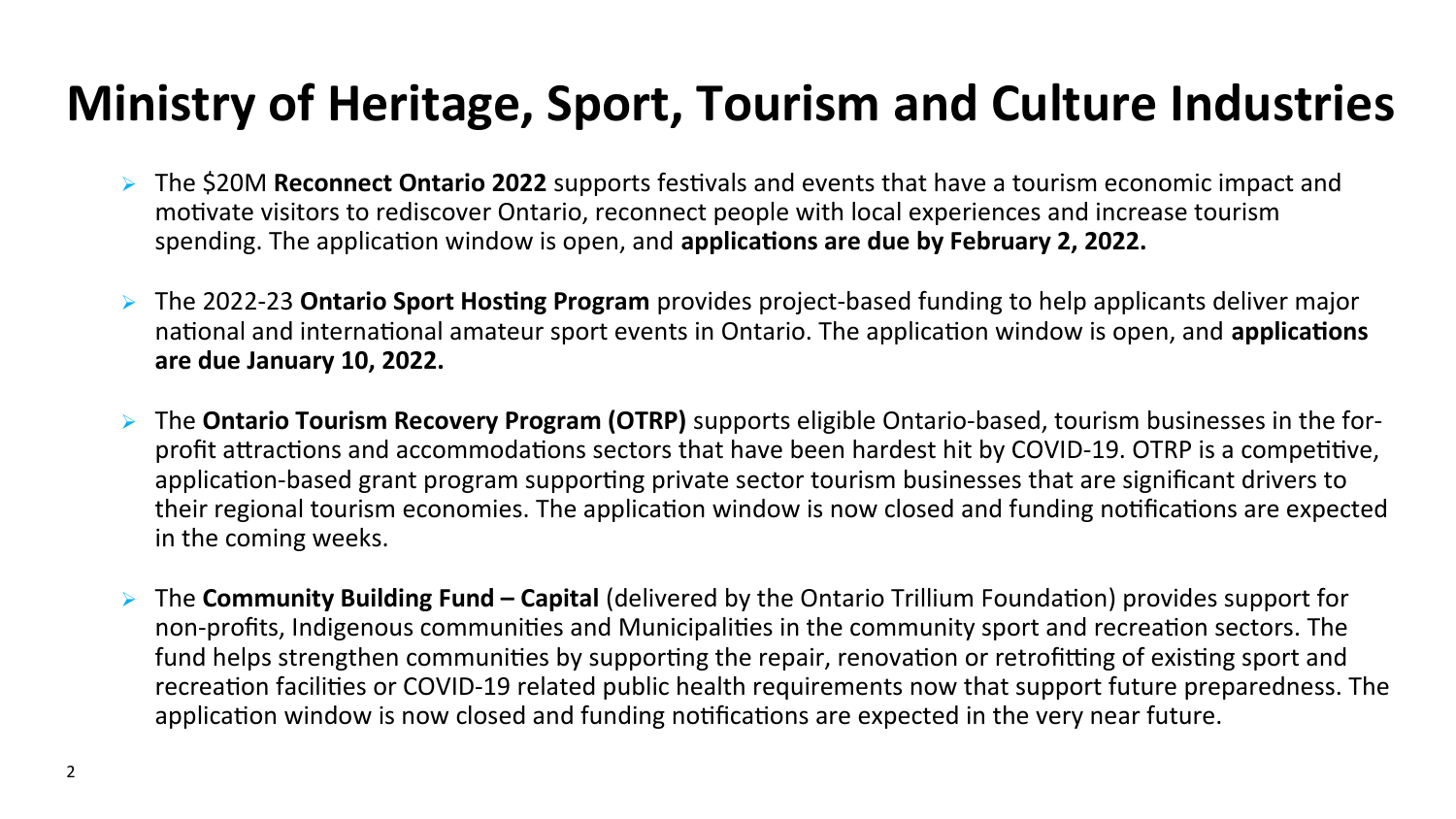# Ministry of Heritage, Sport, Tourism and Culture Industries

- The $20M **Reconnect Ontario 2022** supports festivals and events that have a tourism economic impact and motivate visitors to rediscover Ontario, reconnect people with local experiences and increase tourism spending. The application window is open, and **applications are due by February 2, 2022.**
- The 2022-23 **Ontario Sport Hosting Program** provides project-based funding to help applicants deliver major national and international amateur sport events in Ontario. The application window is open, and **applications are due January 10, 2022.**
- The **Ontario Tourism Recovery Program (OTRP)** supports eligible Ontario-based, tourism businesses in the for-profit attractions and accommodations sectors that have been hardest hit by COVID-19. OTRP is a competitive, application-based grant program supporting private sector tourism businesses that are significant drivers to their regional tourism economies. The application window is now closed and funding notifications are expected in the coming weeks.
- The **Community Building Fund – Capital** (delivered by the Ontario Trillium Foundation) provides support for non-profits, Indigenous communities and Municipalities in the community sport and recreation sectors. The fund helps strengthen communities by supporting the repair, renovation or retrofitting of existing sport and recreation facilities or COVID-19 related public health requirements now that support future preparedness. The application window is now closed and funding notifications are expected in the very near future.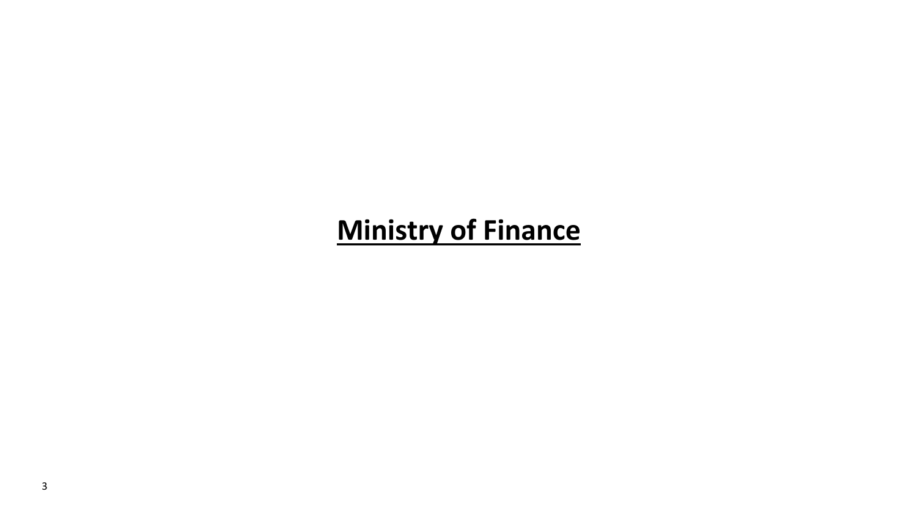# **Ministry of Finance**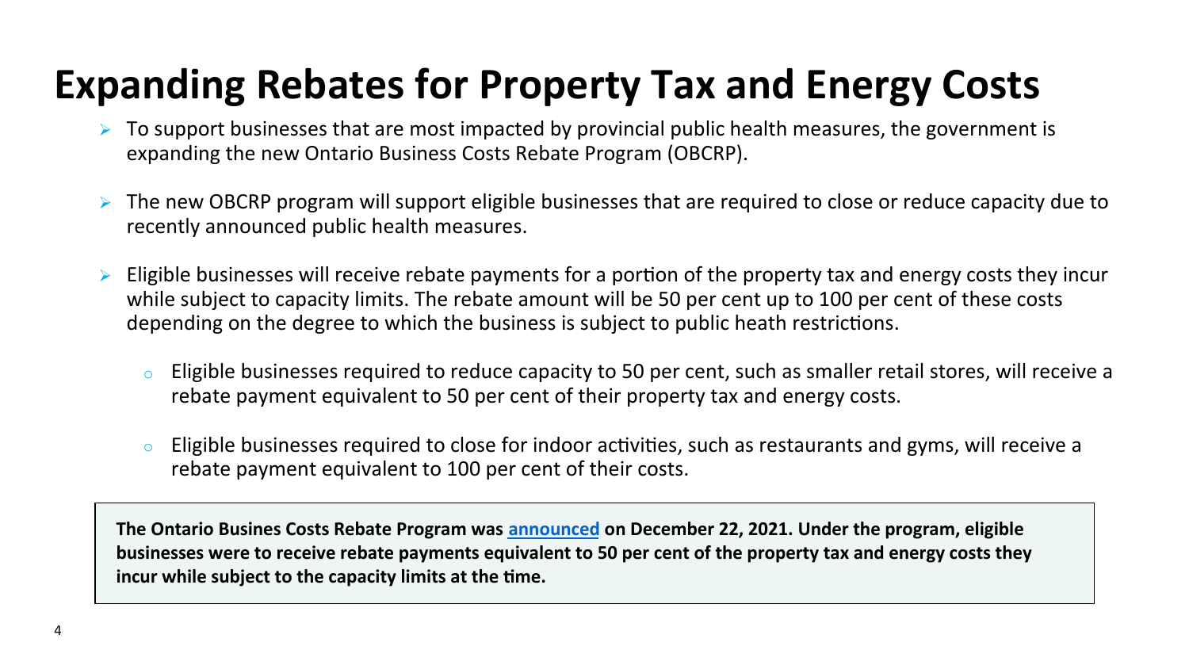# Expanding Rebates for Property Tax and Energy Costs

- To support businesses that are most impacted by provincial public health measures, the government is expanding the new Ontario Business Costs Rebate Program (OBCRP).
- The new OBCRP program will support eligible businesses that are required to close or reduce capacity due to recently announced public health measures.
- Eligible businesses will receive rebate payments for a portion of the property tax and energy costs they incur while subject to capacity limits. The rebate amount will be 50 per cent up to 100 per cent of these costs depending on the degree to which the business is subject to public heath restrictions.
  - Eligible businesses required to reduce capacity to 50 per cent, such as smaller retail stores, will receive a rebate payment equivalent to 50 per cent of their property tax and energy costs.
  - Eligible businesses required to close for indoor activities, such as restaurants and gyms, will receive a rebate payment equivalent to 100 per cent of their costs.

**The Ontario Busines Costs Rebate Program was announced on December 22, 2021. Under the program, eligible businesses were to receive rebate payments equivalent to 50 per cent of the property tax and energy costs they incur while subject to the capacity limits at the time.**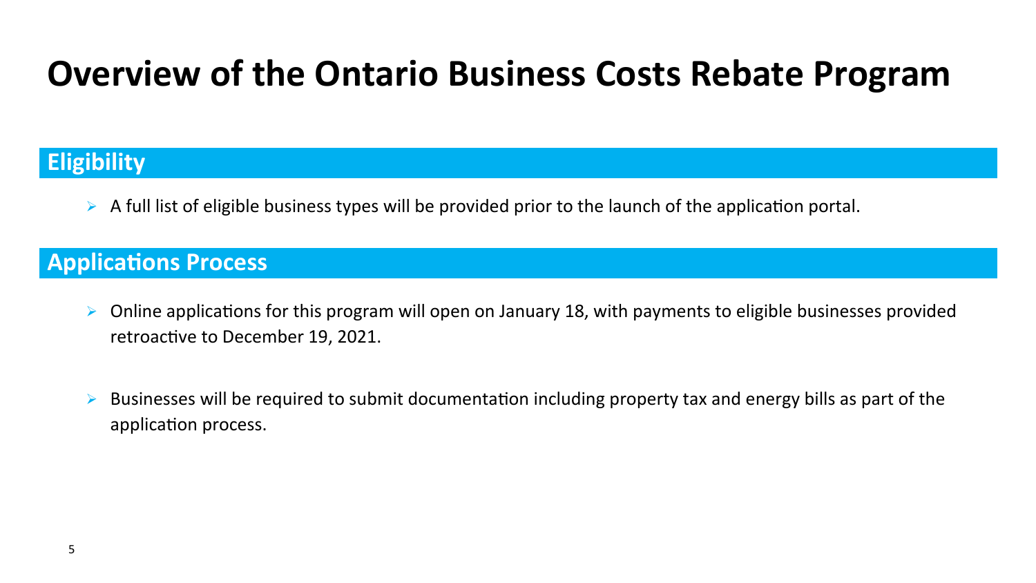# Overview of the Ontario Business Costs Rebate Program

## Eligibility

- A full list of eligible business types will be provided prior to the launch of the application portal.

## Applications Process

- Online applications for this program will open on January 18, with payments to eligible businesses provided retroactive to December 19, 2021.

- Businesses will be required to submit documentation including property tax and energy bills as part of the application process.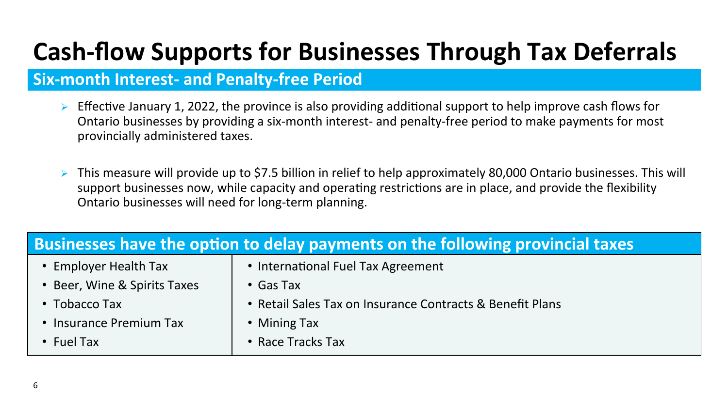# Cash-flow Supports for Businesses Through Tax Deferrals

## Six-month Interest- and Penalty-free Period

- Effective January 1, 2022, the province is also providing additional support to help improve cash flows for Ontario businesses by providing a six-month interest- and penalty-free period to make payments for most provincially administered taxes.

- This measure will provide up to $7.5 billion in relief to help approximately 80,000 Ontario businesses. This will support businesses now, while capacity and operating restrictions are in place, and provide the flexibility Ontario businesses will need for long-term planning.

| Businesses have the option to delay payments on the following provincial taxes | |
|---|---|
| • Employer Health Tax | • International Fuel Tax Agreement |
| • Beer, Wine & Spirits Taxes | • Gas Tax |
| • Tobacco Tax | • Retail Sales Tax on Insurance Contracts & Benefit Plans |
| • Insurance Premium Tax | • Mining Tax |
| • Fuel Tax | • Race Tracks Tax |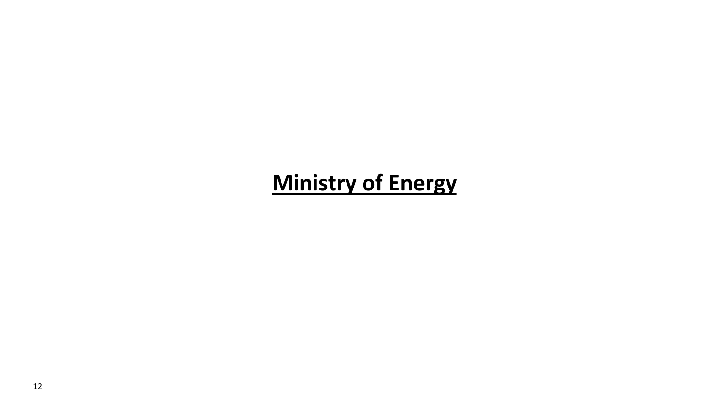# **Ministry of Energy**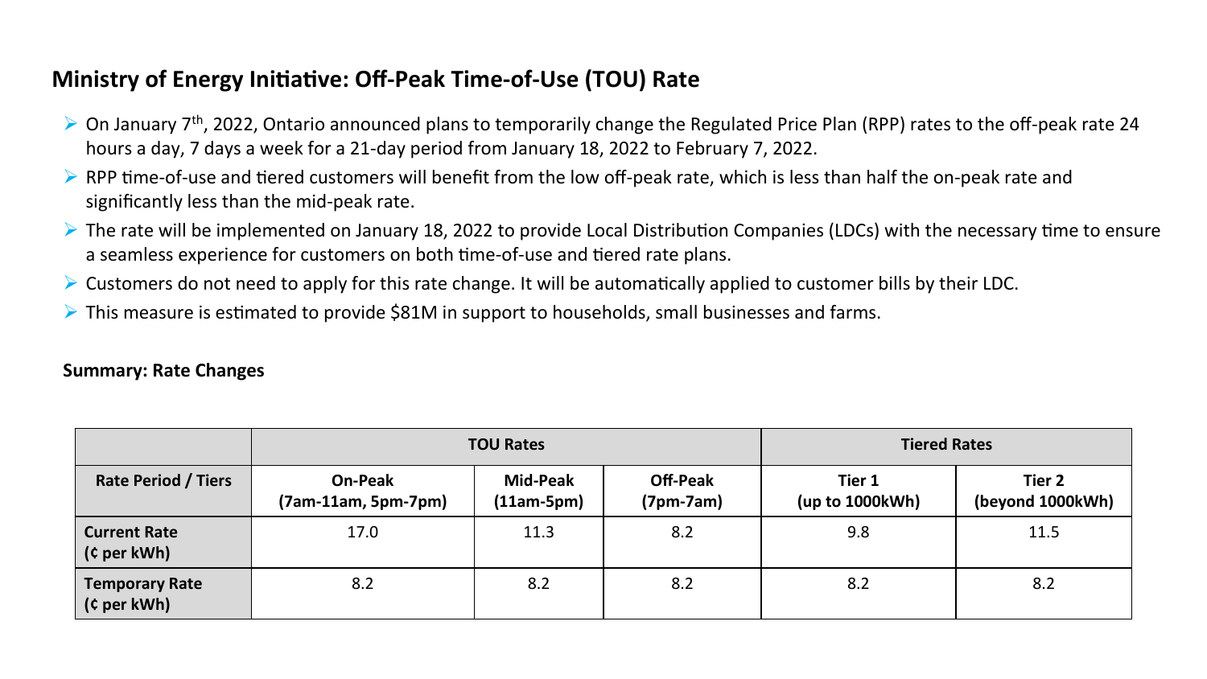## Ministry of Energy Initiative: Off-Peak Time-of-Use (TOU) Rate

- On January 7th, 2022, Ontario announced plans to temporarily change the Regulated Price Plan (RPP) rates to the off-peak rate 24 hours a day, 7 days a week for a 21-day period from January 18, 2022 to February 7, 2022.
- RPP time-of-use and tiered customers will benefit from the low off-peak rate, which is less than half the on-peak rate and significantly less than the mid-peak rate.
- The rate will be implemented on January 18, 2022 to provide Local Distribution Companies (LDCs) with the necessary time to ensure a seamless experience for customers on both time-of-use and tiered rate plans.
- Customers do not need to apply for this rate change. It will be automatically applied to customer bills by their LDC.
- This measure is estimated to provide $81M in support to households, small businesses and farms.

**Summary: Rate Changes**

| | TOU Rates | | | Tiered Rates | |
|---|---|---|---|---|---|
| **Rate Period / Tiers** | **On-Peak (7am-11am, 5pm-7pm)** | **Mid-Peak (11am-5pm)** | **Off-Peak (7pm-7am)** | **Tier 1 (up to 1000kWh)** | **Tier 2 (beyond 1000kWh)** |
| **Current Rate (¢ per kWh)** | 17.0 | 11.3 | 8.2 | 9.8 | 11.5 |
| **Temporary Rate (¢ per kWh)** | 8.2 | 8.2 | 8.2 | 8.2 | 8.2 |